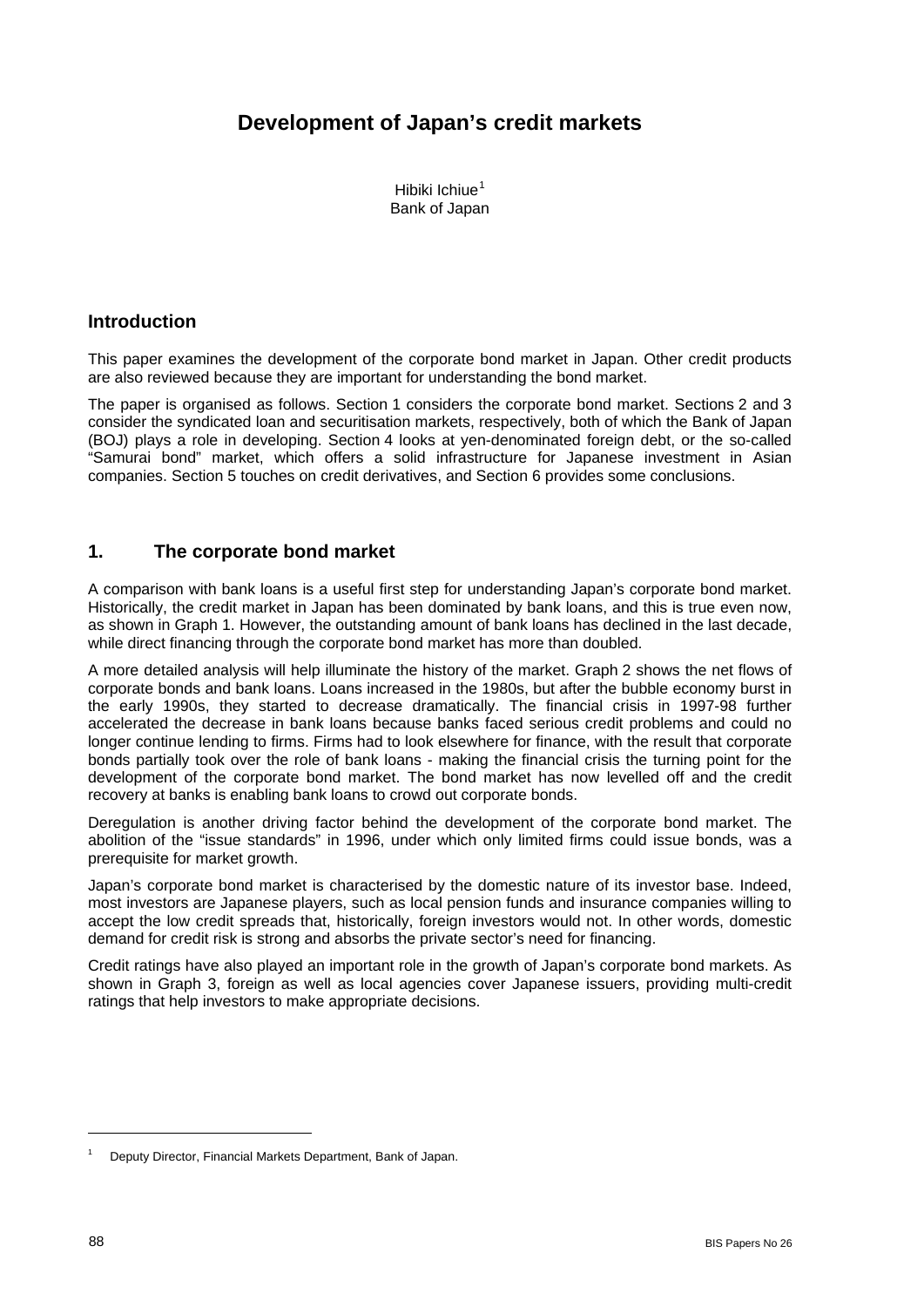# Development of Japan's credit markets

Hibiki Ichiue[1]
Bank of Japan

## Introduction

This paper examines the development of the corporate bond market in Japan. Other credit products are also reviewed because they are important for understanding the bond market.

The paper is organised as follows. Section 1 considers the corporate bond market. Sections 2 and 3 consider the syndicated loan and securitisation markets, respectively, both of which the Bank of Japan (BOJ) plays a role in developing. Section 4 looks at yen-denominated foreign debt, or the so-called "Samurai bond" market, which offers a solid infrastructure for Japanese investment in Asian companies. Section 5 touches on credit derivatives, and Section 6 provides some conclusions.

## 1. The corporate bond market

A comparison with bank loans is a useful first step for understanding Japan's corporate bond market. Historically, the credit market in Japan has been dominated by bank loans, and this is true even now, as shown in Graph 1. However, the outstanding amount of bank loans has declined in the last decade, while direct financing through the corporate bond market has more than doubled.

A more detailed analysis will help illuminate the history of the market. Graph 2 shows the net flows of corporate bonds and bank loans. Loans increased in the 1980s, but after the bubble economy burst in the early 1990s, they started to decrease dramatically. The financial crisis in 1997-98 further accelerated the decrease in bank loans because banks faced serious credit problems and could no longer continue lending to firms. Firms had to look elsewhere for finance, with the result that corporate bonds partially took over the role of bank loans - making the financial crisis the turning point for the development of the corporate bond market. The bond market has now levelled off and the credit recovery at banks is enabling bank loans to crowd out corporate bonds.

Deregulation is another driving factor behind the development of the corporate bond market. The abolition of the "issue standards" in 1996, under which only limited firms could issue bonds, was a prerequisite for market growth.

Japan's corporate bond market is characterised by the domestic nature of its investor base. Indeed, most investors are Japanese players, such as local pension funds and insurance companies willing to accept the low credit spreads that, historically, foreign investors would not. In other words, domestic demand for credit risk is strong and absorbs the private sector's need for financing.

Credit ratings have also played an important role in the growth of Japan's corporate bond markets. As shown in Graph 3, foreign as well as local agencies cover Japanese issuers, providing multi-credit ratings that help investors to make appropriate decisions.

---

[1] Deputy Director, Financial Markets Department, Bank of Japan.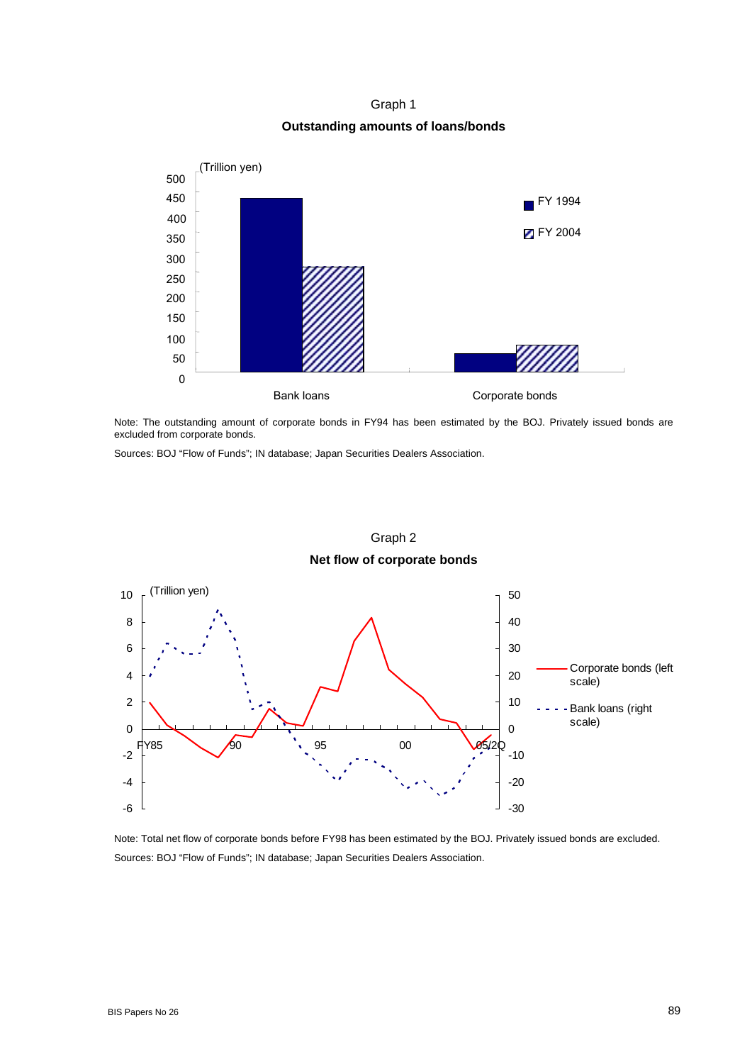Graph 1

**Outstanding amounts of loans/bonds**

Note: The outstanding amount of corporate bonds in FY94 has been estimated by the BOJ. Privately issued bonds are excluded from corporate bonds.

Sources: BOJ "Flow of Funds"; IN database; Japan Securities Dealers Association.

Graph 2

**Net flow of corporate bonds**

Note: Total net flow of corporate bonds before FY98 has been estimated by the BOJ. Privately issued bonds are excluded.

Sources: BOJ "Flow of Funds"; IN database; Japan Securities Dealers Association.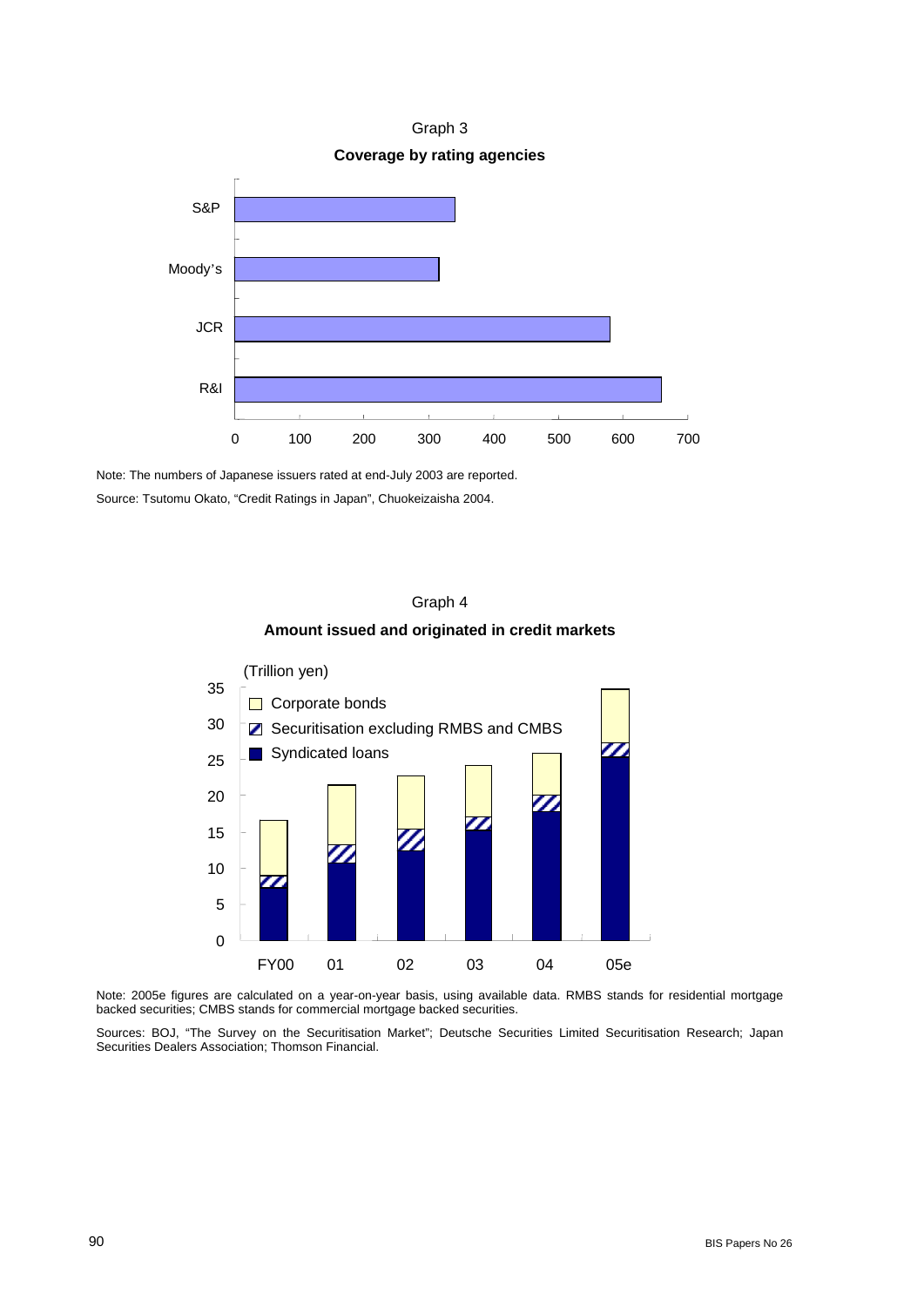Graph 3

**Coverage by rating agencies**

Note: The numbers of Japanese issuers rated at end-July 2003 are reported.

Source: Tsutomu Okato, "Credit Ratings in Japan", Chuokeizaisha 2004.

Graph 4

**Amount issued and originated in credit markets**

Note: 2005e figures are calculated on a year-on-year basis, using available data. RMBS stands for residential mortgage backed securities; CMBS stands for commercial mortgage backed securities.

Sources: BOJ, "The Survey on the Securitisation Market"; Deutsche Securities Limited Securitisation Research; Japan Securities Dealers Association; Thomson Financial.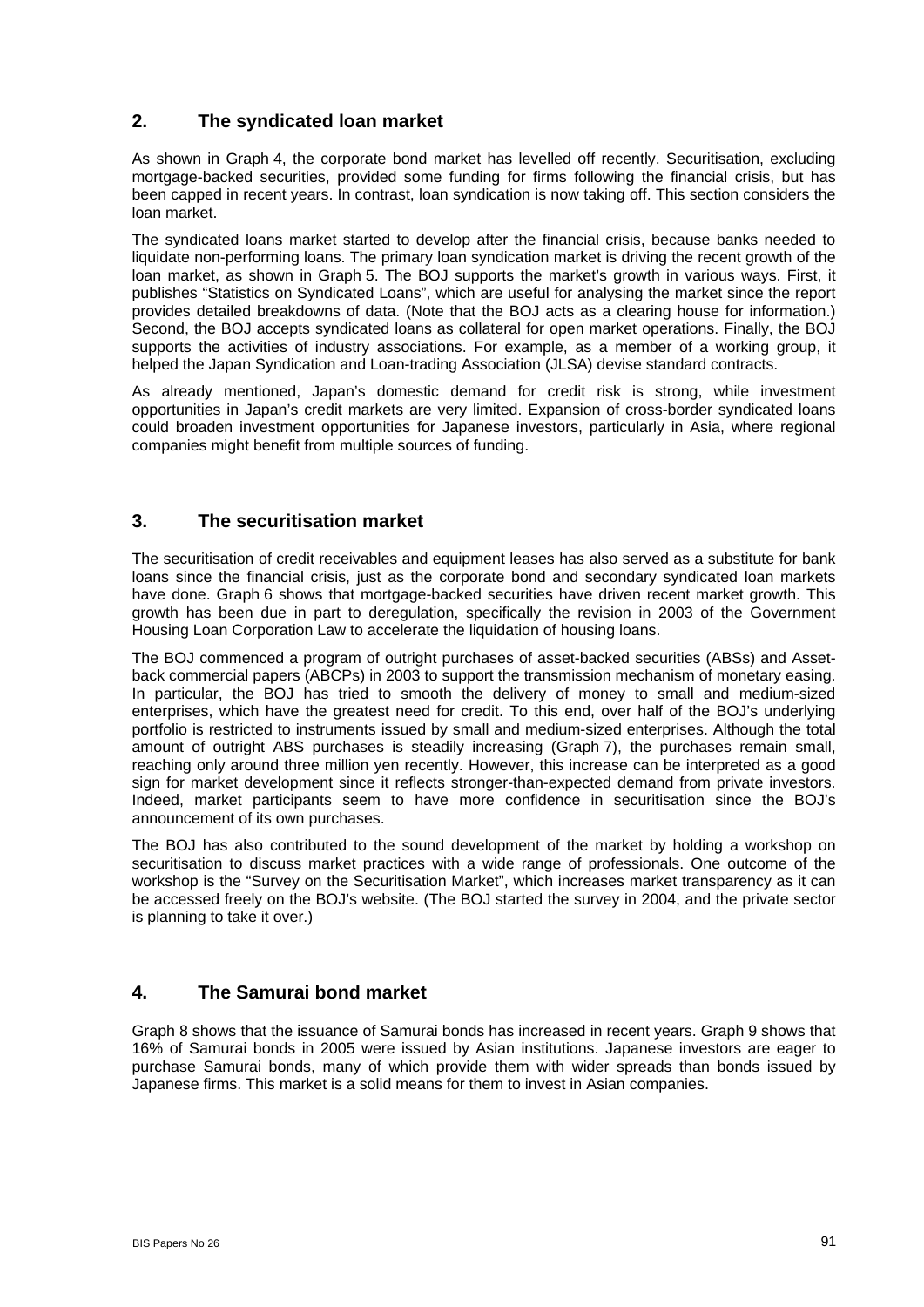## 2. The syndicated loan market

As shown in Graph 4, the corporate bond market has levelled off recently. Securitisation, excluding mortgage-backed securities, provided some funding for firms following the financial crisis, but has been capped in recent years. In contrast, loan syndication is now taking off. This section considers the loan market.

The syndicated loans market started to develop after the financial crisis, because banks needed to liquidate non-performing loans. The primary loan syndication market is driving the recent growth of the loan market, as shown in Graph 5. The BOJ supports the market's growth in various ways. First, it publishes "Statistics on Syndicated Loans", which are useful for analysing the market since the report provides detailed breakdowns of data. (Note that the BOJ acts as a clearing house for information.) Second, the BOJ accepts syndicated loans as collateral for open market operations. Finally, the BOJ supports the activities of industry associations. For example, as a member of a working group, it helped the Japan Syndication and Loan-trading Association (JLSA) devise standard contracts.

As already mentioned, Japan's domestic demand for credit risk is strong, while investment opportunities in Japan's credit markets are very limited. Expansion of cross-border syndicated loans could broaden investment opportunities for Japanese investors, particularly in Asia, where regional companies might benefit from multiple sources of funding.

## 3. The securitisation market

The securitisation of credit receivables and equipment leases has also served as a substitute for bank loans since the financial crisis, just as the corporate bond and secondary syndicated loan markets have done. Graph 6 shows that mortgage-backed securities have driven recent market growth. This growth has been due in part to deregulation, specifically the revision in 2003 of the Government Housing Loan Corporation Law to accelerate the liquidation of housing loans.

The BOJ commenced a program of outright purchases of asset-backed securities (ABSs) and Asset-back commercial papers (ABCPs) in 2003 to support the transmission mechanism of monetary easing. In particular, the BOJ has tried to smooth the delivery of money to small and medium-sized enterprises, which have the greatest need for credit. To this end, over half of the BOJ's underlying portfolio is restricted to instruments issued by small and medium-sized enterprises. Although the total amount of outright ABS purchases is steadily increasing (Graph 7), the purchases remain small, reaching only around three million yen recently. However, this increase can be interpreted as a good sign for market development since it reflects stronger-than-expected demand from private investors. Indeed, market participants seem to have more confidence in securitisation since the BOJ's announcement of its own purchases.

The BOJ has also contributed to the sound development of the market by holding a workshop on securitisation to discuss market practices with a wide range of professionals. One outcome of the workshop is the "Survey on the Securitisation Market", which increases market transparency as it can be accessed freely on the BOJ's website. (The BOJ started the survey in 2004, and the private sector is planning to take it over.)

## 4. The Samurai bond market

Graph 8 shows that the issuance of Samurai bonds has increased in recent years. Graph 9 shows that 16% of Samurai bonds in 2005 were issued by Asian institutions. Japanese investors are eager to purchase Samurai bonds, many of which provide them with wider spreads than bonds issued by Japanese firms. This market is a solid means for them to invest in Asian companies.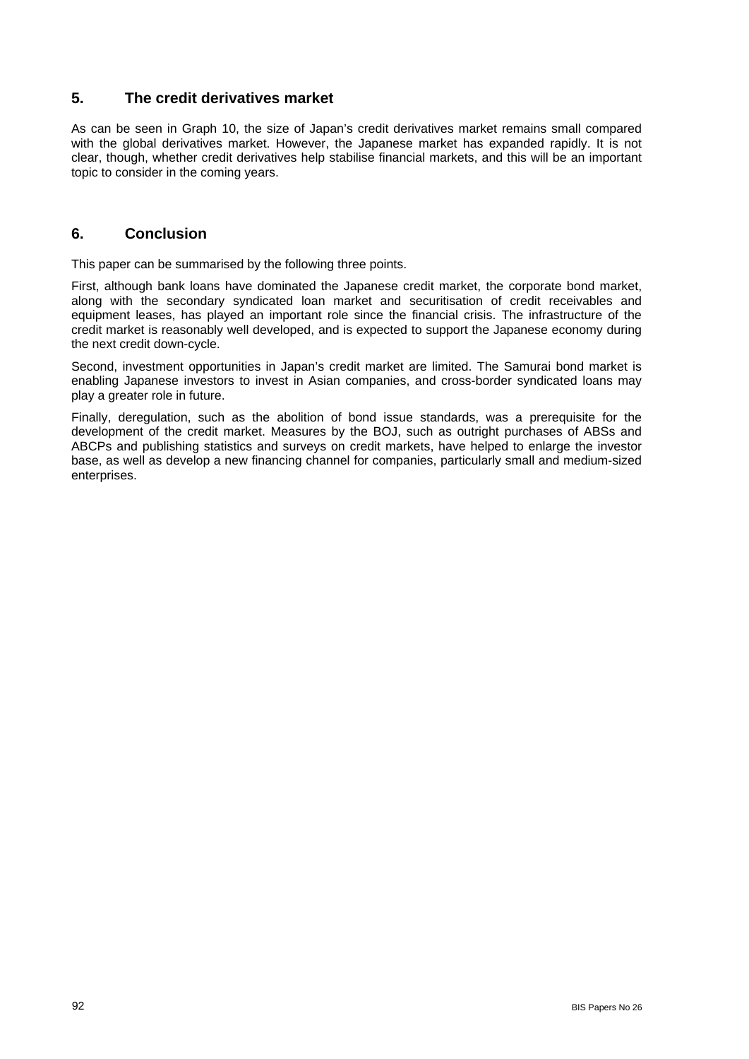## 5. The credit derivatives market

As can be seen in Graph 10, the size of Japan's credit derivatives market remains small compared with the global derivatives market. However, the Japanese market has expanded rapidly. It is not clear, though, whether credit derivatives help stabilise financial markets, and this will be an important topic to consider in the coming years.

## 6. Conclusion

This paper can be summarised by the following three points.

First, although bank loans have dominated the Japanese credit market, the corporate bond market, along with the secondary syndicated loan market and securitisation of credit receivables and equipment leases, has played an important role since the financial crisis. The infrastructure of the credit market is reasonably well developed, and is expected to support the Japanese economy during the next credit down-cycle.

Second, investment opportunities in Japan's credit market are limited. The Samurai bond market is enabling Japanese investors to invest in Asian companies, and cross-border syndicated loans may play a greater role in future.

Finally, deregulation, such as the abolition of bond issue standards, was a prerequisite for the development of the credit market. Measures by the BOJ, such as outright purchases of ABSs and ABCPs and publishing statistics and surveys on credit markets, have helped to enlarge the investor base, as well as develop a new financing channel for companies, particularly small and medium-sized enterprises.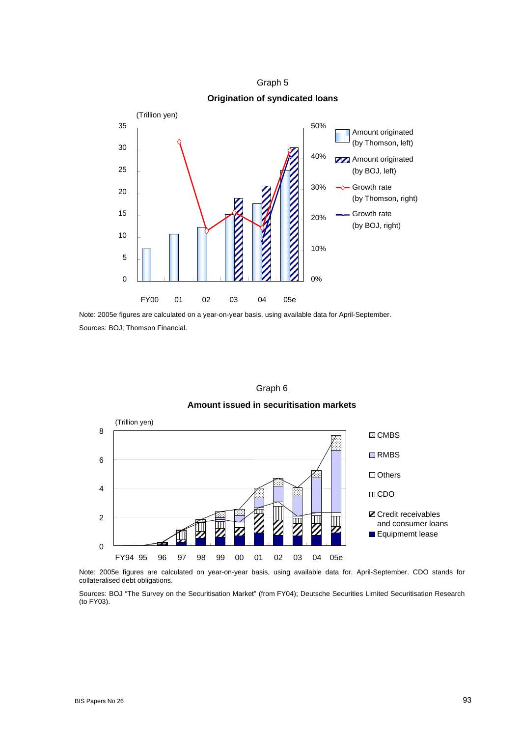Graph 5

**Origination of syndicated loans**

Note: 2005e figures are calculated on a year-on-year basis, using available data for April-September.

Sources: BOJ; Thomson Financial.

Graph 6

**Amount issued in securitisation markets**

Note: 2005e figures are calculated on year-on-year basis, using available data for. April-September. CDO stands for collateralised debt obligations.

Sources: BOJ "The Survey on the Securitisation Market" (from FY04); Deutsche Securities Limited Securitisation Research (to FY03).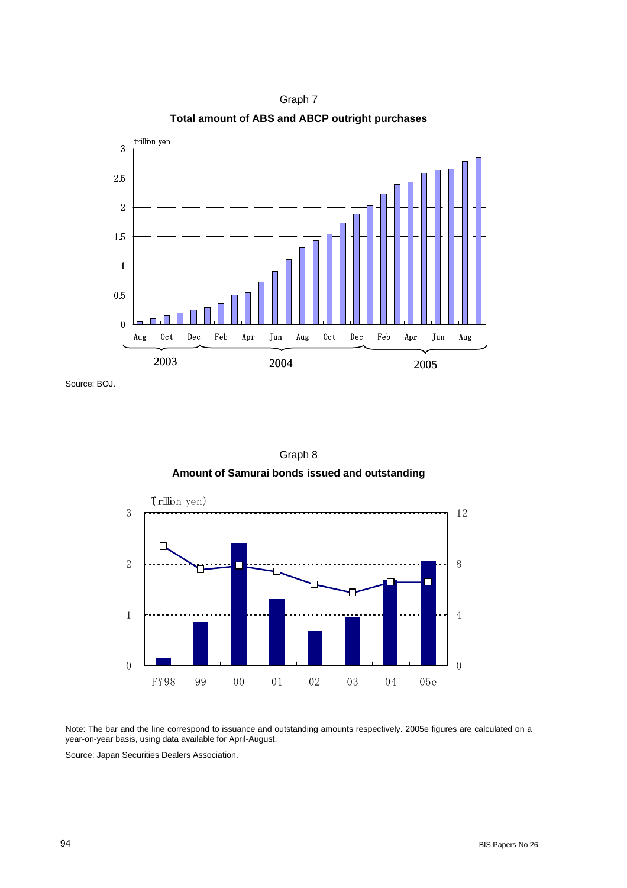Graph 7

**Total amount of ABS and ABCP outright purchases**

trillion yen

Source: BOJ.

Graph 8

**Amount of Samurai bonds issued and outstanding**

(trillion yen)

Note: The bar and the line correspond to issuance and outstanding amounts respectively. 2005e figures are calculated on a year-on-year basis, using data available for April-August.

Source: Japan Securities Dealers Association.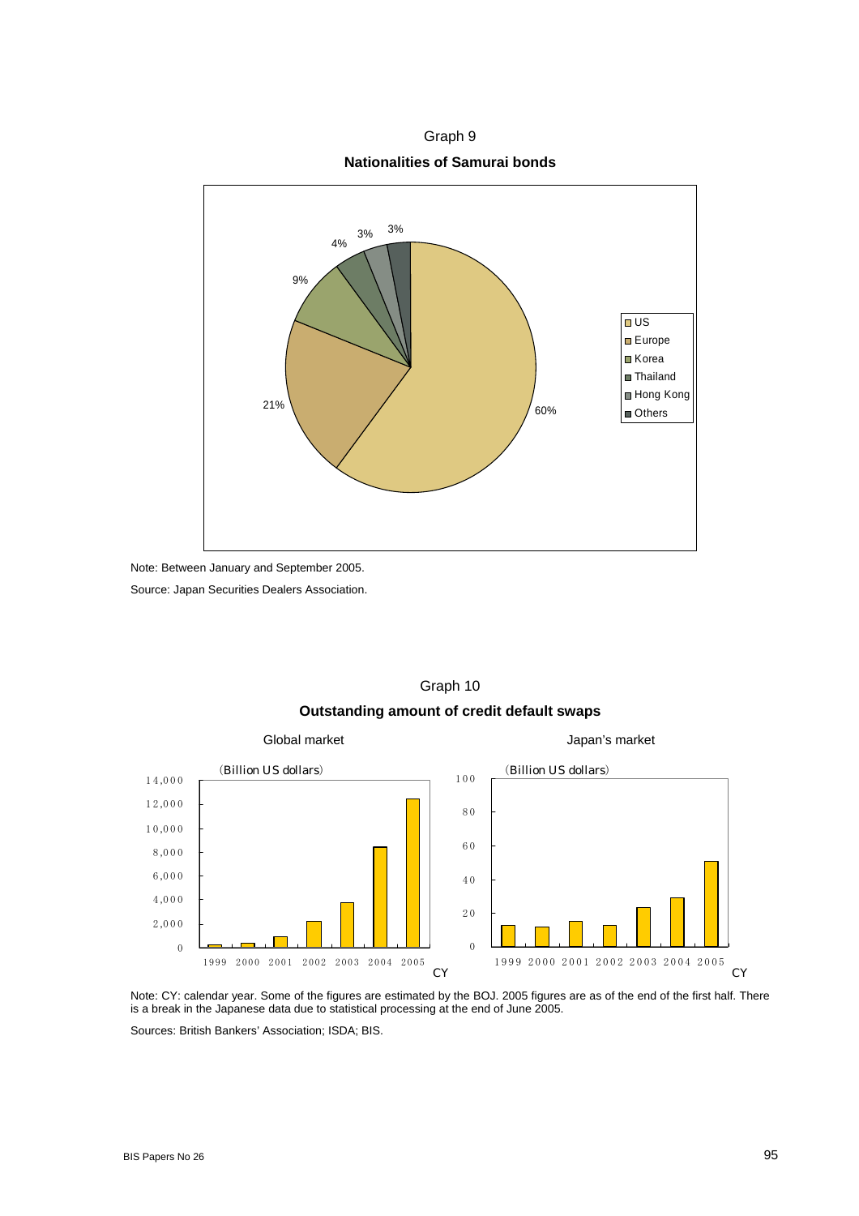Graph 9

**Nationalities of Samurai bonds**

60%
21%
9%
4%
3%
3%

US
Europe
Korea
Thailand
Hong Kong
Others

Note: Between January and September 2005.

Source: Japan Securities Dealers Association.

Graph 10

**Outstanding amount of credit default swaps**

Global market

(Billion US dollars)

14,000
12,000
10,000
8,000
6,000
4,000
2,000
0

1999 2000 2001 2002 2003 2004 2005
CY

Japan's market

(Billion US dollars)

100
80
60
40
20
0

1999 2000 2001 2002 2003 2004 2005
CY

Note: CY: calendar year. Some of the figures are estimated by the BOJ. 2005 figures are as of the end of the first half. There is a break in the Japanese data due to statistical processing at the end of June 2005.

Sources: British Bankers' Association; ISDA; BIS.